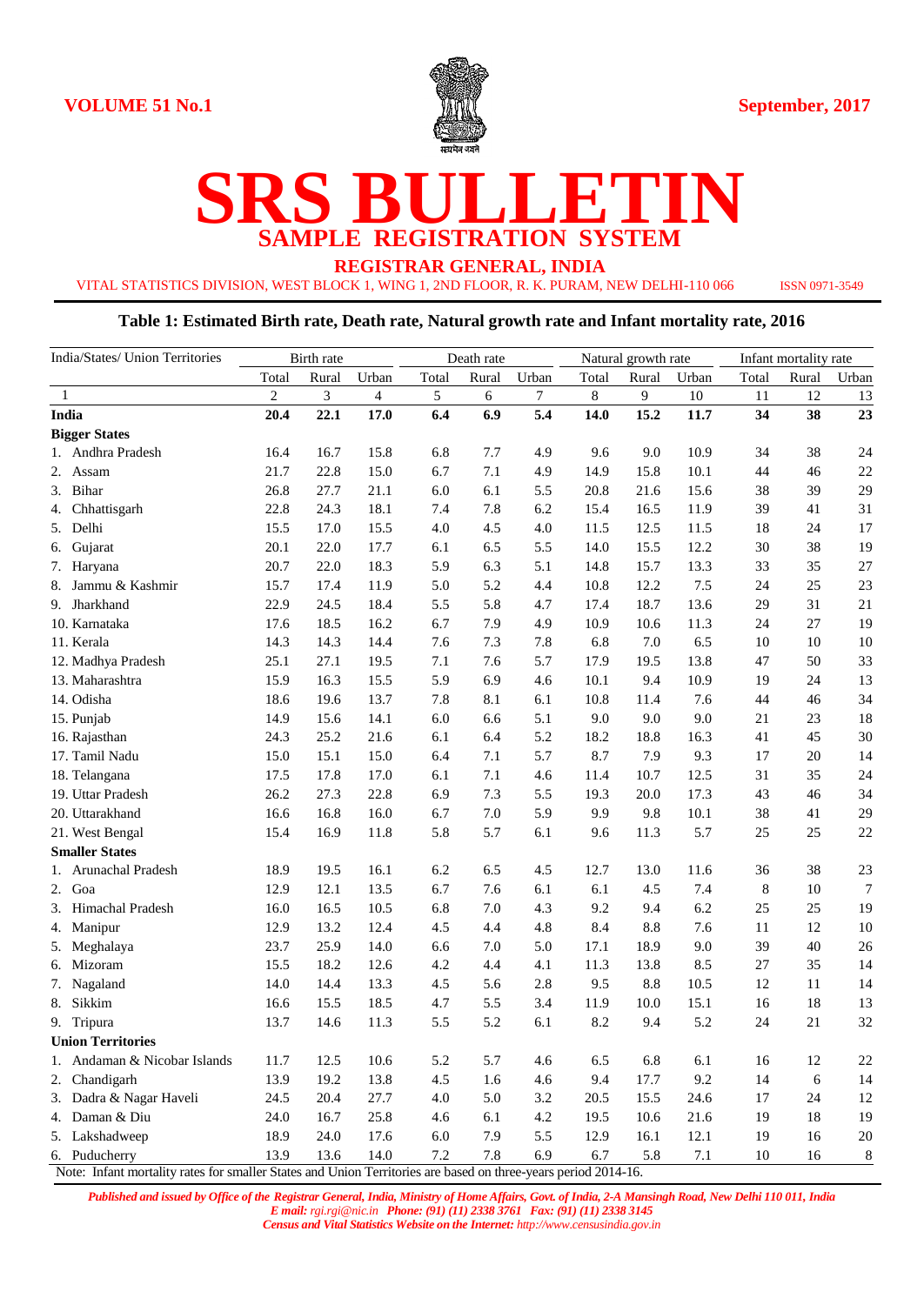VOLUME 51 No.1

September, 2017

# SRS BULLETIN

## SAMPLE REGISTRATION SYSTEM

### REGISTRAR GENERAL, INDIA

VITAL STATISTICS DIVISION, WEST BLOCK 1, WING 1, 2ND FLOOR, R. K. PURAM, NEW DELHI-110 066

ISSN 0971-3549

**Table 1: Estimated Birth rate, Death rate, Natural growth rate and Infant mortality rate, 2016**

| India/States/ Union Territories | Birth rate | | | Death rate | | | Natural growth rate | | | Infant mortality rate | | |
|---|---|---|---|---|---|---|---|---|---|---|---|---|
| | Total | Rural | Urban | Total | Rural | Urban | Total | Rural | Urban | Total | Rural | Urban |
| 1 | 2 | 3 | 4 | 5 | 6 | 7 | 8 | 9 | 10 | 11 | 12 | 13 |
| **India** | **20.4** | **22.1** | **17.0** | **6.4** | **6.9** | **5.4** | **14.0** | **15.2** | **11.7** | **34** | **38** | **23** |
| **Bigger States** | | | | | | | | | | | | |
| 1. Andhra Pradesh | 16.4 | 16.7 | 15.8 | 6.8 | 7.7 | 4.9 | 9.6 | 9.0 | 10.9 | 34 | 38 | 24 |
| 2. Assam | 21.7 | 22.8 | 15.0 | 6.7 | 7.1 | 4.9 | 14.9 | 15.8 | 10.1 | 44 | 46 | 22 |
| 3. Bihar | 26.8 | 27.7 | 21.1 | 6.0 | 6.1 | 5.5 | 20.8 | 21.6 | 15.6 | 38 | 39 | 29 |
| 4. Chhattisgarh | 22.8 | 24.3 | 18.1 | 7.4 | 7.8 | 6.2 | 15.4 | 16.5 | 11.9 | 39 | 41 | 31 |
| 5. Delhi | 15.5 | 17.0 | 15.5 | 4.0 | 4.5 | 4.0 | 11.5 | 12.5 | 11.5 | 18 | 24 | 17 |
| 6. Gujarat | 20.1 | 22.0 | 17.7 | 6.1 | 6.5 | 5.5 | 14.0 | 15.5 | 12.2 | 30 | 38 | 19 |
| 7. Haryana | 20.7 | 22.0 | 18.3 | 5.9 | 6.3 | 5.1 | 14.8 | 15.7 | 13.3 | 33 | 35 | 27 |
| 8. Jammu & Kashmir | 15.7 | 17.4 | 11.9 | 5.0 | 5.2 | 4.4 | 10.8 | 12.2 | 7.5 | 24 | 25 | 23 |
| 9. Jharkhand | 22.9 | 24.5 | 18.4 | 5.5 | 5.8 | 4.7 | 17.4 | 18.7 | 13.6 | 29 | 31 | 21 |
| 10. Karnataka | 17.6 | 18.5 | 16.2 | 6.7 | 7.9 | 4.9 | 10.9 | 10.6 | 11.3 | 24 | 27 | 19 |
| 11. Kerala | 14.3 | 14.3 | 14.4 | 7.6 | 7.3 | 7.8 | 6.8 | 7.0 | 6.5 | 10 | 10 | 10 |
| 12. Madhya Pradesh | 25.1 | 27.1 | 19.5 | 7.1 | 7.6 | 5.7 | 17.9 | 19.5 | 13.8 | 47 | 50 | 33 |
| 13. Maharashtra | 15.9 | 16.3 | 15.5 | 5.9 | 6.9 | 4.6 | 10.1 | 9.4 | 10.9 | 19 | 24 | 13 |
| 14. Odisha | 18.6 | 19.6 | 13.7 | 7.8 | 8.1 | 6.1 | 10.8 | 11.4 | 7.6 | 44 | 46 | 34 |
| 15. Punjab | 14.9 | 15.6 | 14.1 | 6.0 | 6.6 | 5.1 | 9.0 | 9.0 | 9.0 | 21 | 23 | 18 |
| 16. Rajasthan | 24.3 | 25.2 | 21.6 | 6.1 | 6.4 | 5.2 | 18.2 | 18.8 | 16.3 | 41 | 45 | 30 |
| 17. Tamil Nadu | 15.0 | 15.1 | 15.0 | 6.4 | 7.1 | 5.7 | 8.7 | 7.9 | 9.3 | 17 | 20 | 14 |
| 18. Telangana | 17.5 | 17.8 | 17.0 | 6.1 | 7.1 | 4.6 | 11.4 | 10.7 | 12.5 | 31 | 35 | 24 |
| 19. Uttar Pradesh | 26.2 | 27.3 | 22.8 | 6.9 | 7.3 | 5.5 | 19.3 | 20.0 | 17.3 | 43 | 46 | 34 |
| 20. Uttarakhand | 16.6 | 16.8 | 16.0 | 6.7 | 7.0 | 5.9 | 9.9 | 9.8 | 10.1 | 38 | 41 | 29 |
| 21. West Bengal | 15.4 | 16.9 | 11.8 | 5.8 | 5.7 | 6.1 | 9.6 | 11.3 | 5.7 | 25 | 25 | 22 |
| **Smaller States** | | | | | | | | | | | | |
| 1. Arunachal Pradesh | 18.9 | 19.5 | 16.1 | 6.2 | 6.5 | 4.5 | 12.7 | 13.0 | 11.6 | 36 | 38 | 23 |
| 2. Goa | 12.9 | 12.1 | 13.5 | 6.7 | 7.6 | 6.1 | 6.1 | 4.5 | 7.4 | 8 | 10 | 7 |
| 3. Himachal Pradesh | 16.0 | 16.5 | 10.5 | 6.8 | 7.0 | 4.3 | 9.2 | 9.4 | 6.2 | 25 | 25 | 19 |
| 4. Manipur | 12.9 | 13.2 | 12.4 | 4.5 | 4.4 | 4.8 | 8.4 | 8.8 | 7.6 | 11 | 12 | 10 |
| 5. Meghalaya | 23.7 | 25.9 | 14.0 | 6.6 | 7.0 | 5.0 | 17.1 | 18.9 | 9.0 | 39 | 40 | 26 |
| 6. Mizoram | 15.5 | 18.2 | 12.6 | 4.2 | 4.4 | 4.1 | 11.3 | 13.8 | 8.5 | 27 | 35 | 14 |
| 7. Nagaland | 14.0 | 14.4 | 13.3 | 4.5 | 5.6 | 2.8 | 9.5 | 8.8 | 10.5 | 12 | 11 | 14 |
| 8. Sikkim | 16.6 | 15.5 | 18.5 | 4.7 | 5.5 | 3.4 | 11.9 | 10.0 | 15.1 | 16 | 18 | 13 |
| 9. Tripura | 13.7 | 14.6 | 11.3 | 5.5 | 5.2 | 6.1 | 8.2 | 9.4 | 5.2 | 24 | 21 | 32 |
| **Union Territories** | | | | | | | | | | | | |
| 1. Andaman & Nicobar Islands | 11.7 | 12.5 | 10.6 | 5.2 | 5.7 | 4.6 | 6.5 | 6.8 | 6.1 | 16 | 12 | 22 |
| 2. Chandigarh | 13.9 | 19.2 | 13.8 | 4.5 | 1.6 | 4.6 | 9.4 | 17.7 | 9.2 | 14 | 6 | 14 |
| 3. Dadra & Nagar Haveli | 24.5 | 20.4 | 27.7 | 4.0 | 5.0 | 3.2 | 20.5 | 15.5 | 24.6 | 17 | 24 | 12 |
| 4. Daman & Diu | 24.0 | 16.7 | 25.8 | 4.6 | 6.1 | 4.2 | 19.5 | 10.6 | 21.6 | 19 | 18 | 19 |
| 5. Lakshadweep | 18.9 | 24.0 | 17.6 | 6.0 | 7.9 | 5.5 | 12.9 | 16.1 | 12.1 | 19 | 16 | 20 |
| 6. Puducherry | 13.9 | 13.6 | 14.0 | 7.2 | 7.8 | 6.9 | 6.7 | 5.8 | 7.1 | 10 | 16 | 8 |

Note: Infant mortality rates for smaller States and Union Territories are based on three-years period 2014-16.

*Published and issued by Office of the Registrar General, India, Ministry of Home Affairs, Govt. of India, 2-A Mansingh Road, New Delhi 110 011, India*
*E mail: rgi.rgi@nic.in Phone: (91) (11) 2338 3761 Fax: (91) (11) 2338 3145*
*Census and Vital Statistics Website on the Internet: http://www.censusindia.gov.in*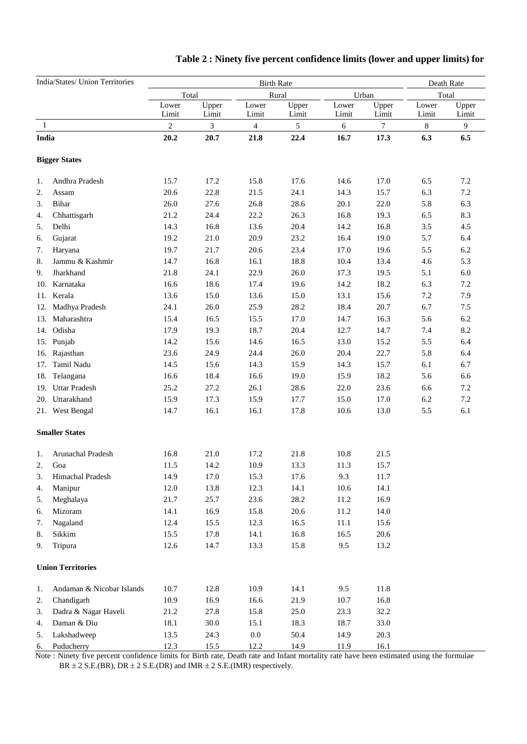**Table 2 : Ninety five percent confidence limits (lower and upper limits) for**

| India/States/ Union Territories | Birth Rate | | | | | | Death Rate | |
|---|---|---|---|---|---|---|---|---|
| | Total | | Rural | | Urban | | Total | |
| | Lower Limit | Upper Limit | Lower Limit | Upper Limit | Lower Limit | Upper Limit | Lower Limit | Upper Limit |
| 1 | 2 | 3 | 4 | 5 | 6 | 7 | 8 | 9 |
| **India** | **20.2** | **20.7** | **21.8** | **22.4** | **16.7** | **17.3** | **6.3** | **6.5** |
| **Bigger States** | | | | | | | | |
| 1. Andhra Pradesh | 15.7 | 17.2 | 15.8 | 17.6 | 14.6 | 17.0 | 6.5 | 7.2 |
| 2. Assam | 20.6 | 22.8 | 21.5 | 24.1 | 14.3 | 15.7 | 6.3 | 7.2 |
| 3. Bihar | 26.0 | 27.6 | 26.8 | 28.6 | 20.1 | 22.0 | 5.8 | 6.3 |
| 4. Chhattisgarh | 21.2 | 24.4 | 22.2 | 26.3 | 16.8 | 19.3 | 6.5 | 8.3 |
| 5. Delhi | 14.3 | 16.8 | 13.6 | 20.4 | 14.2 | 16.8 | 3.5 | 4.5 |
| 6. Gujarat | 19.2 | 21.0 | 20.9 | 23.2 | 16.4 | 19.0 | 5.7 | 6.4 |
| 7. Haryana | 19.7 | 21.7 | 20.6 | 23.4 | 17.0 | 19.6 | 5.5 | 6.2 |
| 8. Jammu & Kashmir | 14.7 | 16.8 | 16.1 | 18.8 | 10.4 | 13.4 | 4.6 | 5.3 |
| 9. Jharkhand | 21.8 | 24.1 | 22.9 | 26.0 | 17.3 | 19.5 | 5.1 | 6.0 |
| 10. Karnataka | 16.6 | 18.6 | 17.4 | 19.6 | 14.2 | 18.2 | 6.3 | 7.2 |
| 11. Kerala | 13.6 | 15.0 | 13.6 | 15.0 | 13.1 | 15.6 | 7.2 | 7.9 |
| 12. Madhya Pradesh | 24.1 | 26.0 | 25.9 | 28.2 | 18.4 | 20.7 | 6.7 | 7.5 |
| 13. Maharashtra | 15.4 | 16.5 | 15.5 | 17.0 | 14.7 | 16.3 | 5.6 | 6.2 |
| 14. Odisha | 17.9 | 19.3 | 18.7 | 20.4 | 12.7 | 14.7 | 7.4 | 8.2 |
| 15. Punjab | 14.2 | 15.6 | 14.6 | 16.5 | 13.0 | 15.2 | 5.5 | 6.4 |
| 16. Rajasthan | 23.6 | 24.9 | 24.4 | 26.0 | 20.4 | 22.7 | 5.8 | 6.4 |
| 17. Tamil Nadu | 14.5 | 15.6 | 14.3 | 15.9 | 14.3 | 15.7 | 6.1 | 6.7 |
| 18. Telangana | 16.6 | 18.4 | 16.6 | 19.0 | 15.9 | 18.2 | 5.6 | 6.6 |
| 19. Uttar Pradesh | 25.2 | 27.2 | 26.1 | 28.6 | 22.0 | 23.6 | 6.6 | 7.2 |
| 20. Uttarakhand | 15.9 | 17.3 | 15.9 | 17.7 | 15.0 | 17.0 | 6.2 | 7.2 |
| 21. West Bengal | 14.7 | 16.1 | 16.1 | 17.8 | 10.6 | 13.0 | 5.5 | 6.1 |
| **Smaller States** | | | | | | | | |
| 1. Arunachal Pradesh | 16.8 | 21.0 | 17.2 | 21.8 | 10.8 | 21.5 | | |
| 2. Goa | 11.5 | 14.2 | 10.9 | 13.3 | 11.3 | 15.7 | | |
| 3. Himachal Pradesh | 14.9 | 17.0 | 15.3 | 17.6 | 9.3 | 11.7 | | |
| 4. Manipur | 12.0 | 13.8 | 12.3 | 14.1 | 10.6 | 14.1 | | |
| 5. Meghalaya | 21.7 | 25.7 | 23.6 | 28.2 | 11.2 | 16.9 | | |
| 6. Mizoram | 14.1 | 16.9 | 15.8 | 20.6 | 11.2 | 14.0 | | |
| 7. Nagaland | 12.4 | 15.5 | 12.3 | 16.5 | 11.1 | 15.6 | | |
| 8. Sikkim | 15.5 | 17.8 | 14.1 | 16.8 | 16.5 | 20.6 | | |
| 9. Tripura | 12.6 | 14.7 | 13.3 | 15.8 | 9.5 | 13.2 | | |
| **Union Territories** | | | | | | | | |
| 1. Andaman & Nicobar Islands | 10.7 | 12.8 | 10.9 | 14.1 | 9.5 | 11.8 | | |
| 2. Chandigarh | 10.9 | 16.9 | 16.6 | 21.9 | 10.7 | 16.8 | | |
| 3. Dadra & Nagar Haveli | 21.2 | 27.8 | 15.8 | 25.0 | 23.3 | 32.2 | | |
| 4. Daman & Diu | 18.1 | 30.0 | 15.1 | 18.3 | 18.7 | 33.0 | | |
| 5. Lakshadweep | 13.5 | 24.3 | 0.0 | 50.4 | 14.9 | 20.3 | | |
| 6. Puducherry | 12.3 | 15.5 | 12.2 | 14.9 | 11.9 | 16.1 | | |

Note : Ninety five percent confidence limits for Birth rate, Death rate and Infant mortality rate have been estimated using the formulae BR ± 2 S.E.(BR), DR ± 2 S.E.(DR) and IMR ± 2 S.E.(IMR) respectively.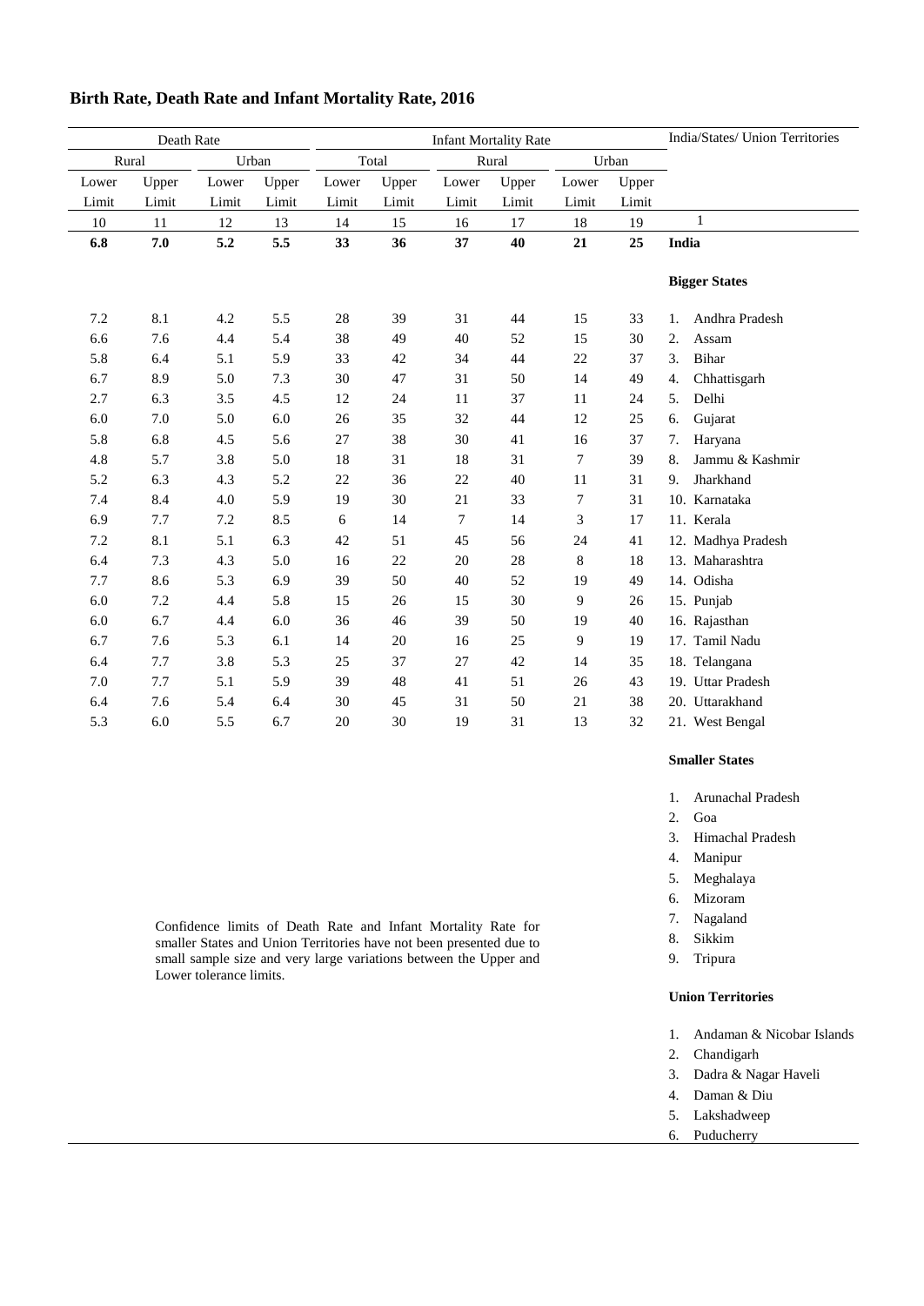## Birth Rate, Death Rate and Infant Mortality Rate, 2016

| Death Rate | | | | Infant Mortality Rate | | | | | | India/States/ Union Territories |
|---|---|---|---|---|---|---|---|---|---|---|
| Rural | | Urban | | Total | | Rural | | Urban | | |
| Lower Limit | Upper Limit | Lower Limit | Upper Limit | Lower Limit | Upper Limit | Lower Limit | Upper Limit | Lower Limit | Upper Limit | |
| 10 | 11 | 12 | 13 | 14 | 15 | 16 | 17 | 18 | 19 | 1 |
| **6.8** | **7.0** | **5.2** | **5.5** | **33** | **36** | **37** | **40** | **21** | **25** | **India** |
| | | | | | | | | | | **Bigger States** |
| 7.2 | 8.1 | 4.2 | 5.5 | 28 | 39 | 31 | 44 | 15 | 33 | 1. Andhra Pradesh |
| 6.6 | 7.6 | 4.4 | 5.4 | 38 | 49 | 40 | 52 | 15 | 30 | 2. Assam |
| 5.8 | 6.4 | 5.1 | 5.9 | 33 | 42 | 34 | 44 | 22 | 37 | 3. Bihar |
| 6.7 | 8.9 | 5.0 | 7.3 | 30 | 47 | 31 | 50 | 14 | 49 | 4. Chhattisgarh |
| 2.7 | 6.3 | 3.5 | 4.5 | 12 | 24 | 11 | 37 | 11 | 24 | 5. Delhi |
| 6.0 | 7.0 | 5.0 | 6.0 | 26 | 35 | 32 | 44 | 12 | 25 | 6. Gujarat |
| 5.8 | 6.8 | 4.5 | 5.6 | 27 | 38 | 30 | 41 | 16 | 37 | 7. Haryana |
| 4.8 | 5.7 | 3.8 | 5.0 | 18 | 31 | 18 | 31 | 7 | 39 | 8. Jammu & Kashmir |
| 5.2 | 6.3 | 4.3 | 5.2 | 22 | 36 | 22 | 40 | 11 | 31 | 9. Jharkhand |
| 7.4 | 8.4 | 4.0 | 5.9 | 19 | 30 | 21 | 33 | 7 | 31 | 10. Karnataka |
| 6.9 | 7.7 | 7.2 | 8.5 | 6 | 14 | 7 | 14 | 3 | 17 | 11. Kerala |
| 7.2 | 8.1 | 5.1 | 6.3 | 42 | 51 | 45 | 56 | 24 | 41 | 12. Madhya Pradesh |
| 6.4 | 7.3 | 4.3 | 5.0 | 16 | 22 | 20 | 28 | 8 | 18 | 13. Maharashtra |
| 7.7 | 8.6 | 5.3 | 6.9 | 39 | 50 | 40 | 52 | 19 | 49 | 14. Odisha |
| 6.0 | 7.2 | 4.4 | 5.8 | 15 | 26 | 15 | 30 | 9 | 26 | 15. Punjab |
| 6.0 | 6.7 | 4.4 | 6.0 | 36 | 46 | 39 | 50 | 19 | 40 | 16. Rajasthan |
| 6.7 | 7.6 | 5.3 | 6.1 | 14 | 20 | 16 | 25 | 9 | 19 | 17. Tamil Nadu |
| 6.4 | 7.7 | 3.8 | 5.3 | 25 | 37 | 27 | 42 | 14 | 35 | 18. Telangana |
| 7.0 | 7.7 | 5.1 | 5.9 | 39 | 48 | 41 | 51 | 26 | 43 | 19. Uttar Pradesh |
| 6.4 | 7.6 | 5.4 | 6.4 | 30 | 45 | 31 | 50 | 21 | 38 | 20. Uttarakhand |
| 5.3 | 6.0 | 5.5 | 6.7 | 20 | 30 | 19 | 31 | 13 | 32 | 21. West Bengal |
| | | | | | | | | | | **Smaller States** |
| | | | | | | | | | | 1. Arunachal Pradesh |
| | | | | | | | | | | 2. Goa |
| | | | | | | | | | | 3. Himachal Pradesh |
| | | | | | | | | | | 4. Manipur |
| | | | | | | | | | | 5. Meghalaya |
| | | | | | | | | | | 6. Mizoram |
| | | | | | | | | | | 7. Nagaland |
| | | | | | | | | | | 8. Sikkim |
| | | | | | | | | | | 9. Tripura |
| | | | | | | | | | | **Union Territories** |
| | | | | | | | | | | 1. Andaman & Nicobar Islands |
| | | | | | | | | | | 2. Chandigarh |
| | | | | | | | | | | 3. Dadra & Nagar Haveli |
| | | | | | | | | | | 4. Daman & Diu |
| | | | | | | | | | | 5. Lakshadweep |
| | | | | | | | | | | 6. Puducherry |

Confidence limits of Death Rate and Infant Mortality Rate for smaller States and Union Territories have not been presented due to small sample size and very large variations between the Upper and Lower tolerance limits.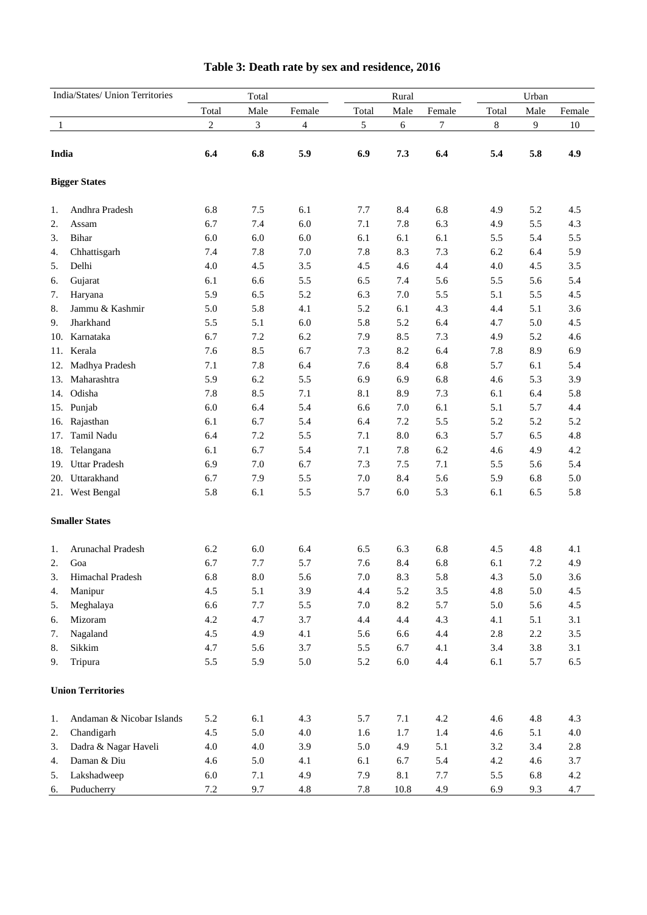# Table 3: Death rate by sex and residence, 2016

| India/States/ Union Territories | Total | | | Rural | | | Urban | | |
|---|---|---|---|---|---|---|---|---|---|
| | Total | Male | Female | Total | Male | Female | Total | Male | Female |
| 1 | 2 | 3 | 4 | 5 | 6 | 7 | 8 | 9 | 10 |
| **India** | **6.4** | **6.8** | **5.9** | **6.9** | **7.3** | **6.4** | **5.4** | **5.8** | **4.9** |
| **Bigger States** | | | | | | | | | |
| 1. Andhra Pradesh | 6.8 | 7.5 | 6.1 | 7.7 | 8.4 | 6.8 | 4.9 | 5.2 | 4.5 |
| 2. Assam | 6.7 | 7.4 | 6.0 | 7.1 | 7.8 | 6.3 | 4.9 | 5.5 | 4.3 |
| 3. Bihar | 6.0 | 6.0 | 6.0 | 6.1 | 6.1 | 6.1 | 5.5 | 5.4 | 5.5 |
| 4. Chhattisgarh | 7.4 | 7.8 | 7.0 | 7.8 | 8.3 | 7.3 | 6.2 | 6.4 | 5.9 |
| 5. Delhi | 4.0 | 4.5 | 3.5 | 4.5 | 4.6 | 4.4 | 4.0 | 4.5 | 3.5 |
| 6. Gujarat | 6.1 | 6.6 | 5.5 | 6.5 | 7.4 | 5.6 | 5.5 | 5.6 | 5.4 |
| 7. Haryana | 5.9 | 6.5 | 5.2 | 6.3 | 7.0 | 5.5 | 5.1 | 5.5 | 4.5 |
| 8. Jammu & Kashmir | 5.0 | 5.8 | 4.1 | 5.2 | 6.1 | 4.3 | 4.4 | 5.1 | 3.6 |
| 9. Jharkhand | 5.5 | 5.1 | 6.0 | 5.8 | 5.2 | 6.4 | 4.7 | 5.0 | 4.5 |
| 10. Karnataka | 6.7 | 7.2 | 6.2 | 7.9 | 8.5 | 7.3 | 4.9 | 5.2 | 4.6 |
| 11. Kerala | 7.6 | 8.5 | 6.7 | 7.3 | 8.2 | 6.4 | 7.8 | 8.9 | 6.9 |
| 12. Madhya Pradesh | 7.1 | 7.8 | 6.4 | 7.6 | 8.4 | 6.8 | 5.7 | 6.1 | 5.4 |
| 13. Maharashtra | 5.9 | 6.2 | 5.5 | 6.9 | 6.9 | 6.8 | 4.6 | 5.3 | 3.9 |
| 14. Odisha | 7.8 | 8.5 | 7.1 | 8.1 | 8.9 | 7.3 | 6.1 | 6.4 | 5.8 |
| 15. Punjab | 6.0 | 6.4 | 5.4 | 6.6 | 7.0 | 6.1 | 5.1 | 5.7 | 4.4 |
| 16. Rajasthan | 6.1 | 6.7 | 5.4 | 6.4 | 7.2 | 5.5 | 5.2 | 5.2 | 5.2 |
| 17. Tamil Nadu | 6.4 | 7.2 | 5.5 | 7.1 | 8.0 | 6.3 | 5.7 | 6.5 | 4.8 |
| 18. Telangana | 6.1 | 6.7 | 5.4 | 7.1 | 7.8 | 6.2 | 4.6 | 4.9 | 4.2 |
| 19. Uttar Pradesh | 6.9 | 7.0 | 6.7 | 7.3 | 7.5 | 7.1 | 5.5 | 5.6 | 5.4 |
| 20. Uttarakhand | 6.7 | 7.9 | 5.5 | 7.0 | 8.4 | 5.6 | 5.9 | 6.8 | 5.0 |
| 21. West Bengal | 5.8 | 6.1 | 5.5 | 5.7 | 6.0 | 5.3 | 6.1 | 6.5 | 5.8 |
| **Smaller States** | | | | | | | | | |
| 1. Arunachal Pradesh | 6.2 | 6.0 | 6.4 | 6.5 | 6.3 | 6.8 | 4.5 | 4.8 | 4.1 |
| 2. Goa | 6.7 | 7.7 | 5.7 | 7.6 | 8.4 | 6.8 | 6.1 | 7.2 | 4.9 |
| 3. Himachal Pradesh | 6.8 | 8.0 | 5.6 | 7.0 | 8.3 | 5.8 | 4.3 | 5.0 | 3.6 |
| 4. Manipur | 4.5 | 5.1 | 3.9 | 4.4 | 5.2 | 3.5 | 4.8 | 5.0 | 4.5 |
| 5. Meghalaya | 6.6 | 7.7 | 5.5 | 7.0 | 8.2 | 5.7 | 5.0 | 5.6 | 4.5 |
| 6. Mizoram | 4.2 | 4.7 | 3.7 | 4.4 | 4.4 | 4.3 | 4.1 | 5.1 | 3.1 |
| 7. Nagaland | 4.5 | 4.9 | 4.1 | 5.6 | 6.6 | 4.4 | 2.8 | 2.2 | 3.5 |
| 8. Sikkim | 4.7 | 5.6 | 3.7 | 5.5 | 6.7 | 4.1 | 3.4 | 3.8 | 3.1 |
| 9. Tripura | 5.5 | 5.9 | 5.0 | 5.2 | 6.0 | 4.4 | 6.1 | 5.7 | 6.5 |
| **Union Territories** | | | | | | | | | |
| 1. Andaman & Nicobar Islands | 5.2 | 6.1 | 4.3 | 5.7 | 7.1 | 4.2 | 4.6 | 4.8 | 4.3 |
| 2. Chandigarh | 4.5 | 5.0 | 4.0 | 1.6 | 1.7 | 1.4 | 4.6 | 5.1 | 4.0 |
| 3. Dadra & Nagar Haveli | 4.0 | 4.0 | 3.9 | 5.0 | 4.9 | 5.1 | 3.2 | 3.4 | 2.8 |
| 4. Daman & Diu | 4.6 | 5.0 | 4.1 | 6.1 | 6.7 | 5.4 | 4.2 | 4.6 | 3.7 |
| 5. Lakshadweep | 6.0 | 7.1 | 4.9 | 7.9 | 8.1 | 7.7 | 5.5 | 6.8 | 4.2 |
| 6. Puducherry | 7.2 | 9.7 | 4.8 | 7.8 | 10.8 | 4.9 | 6.9 | 9.3 | 4.7 |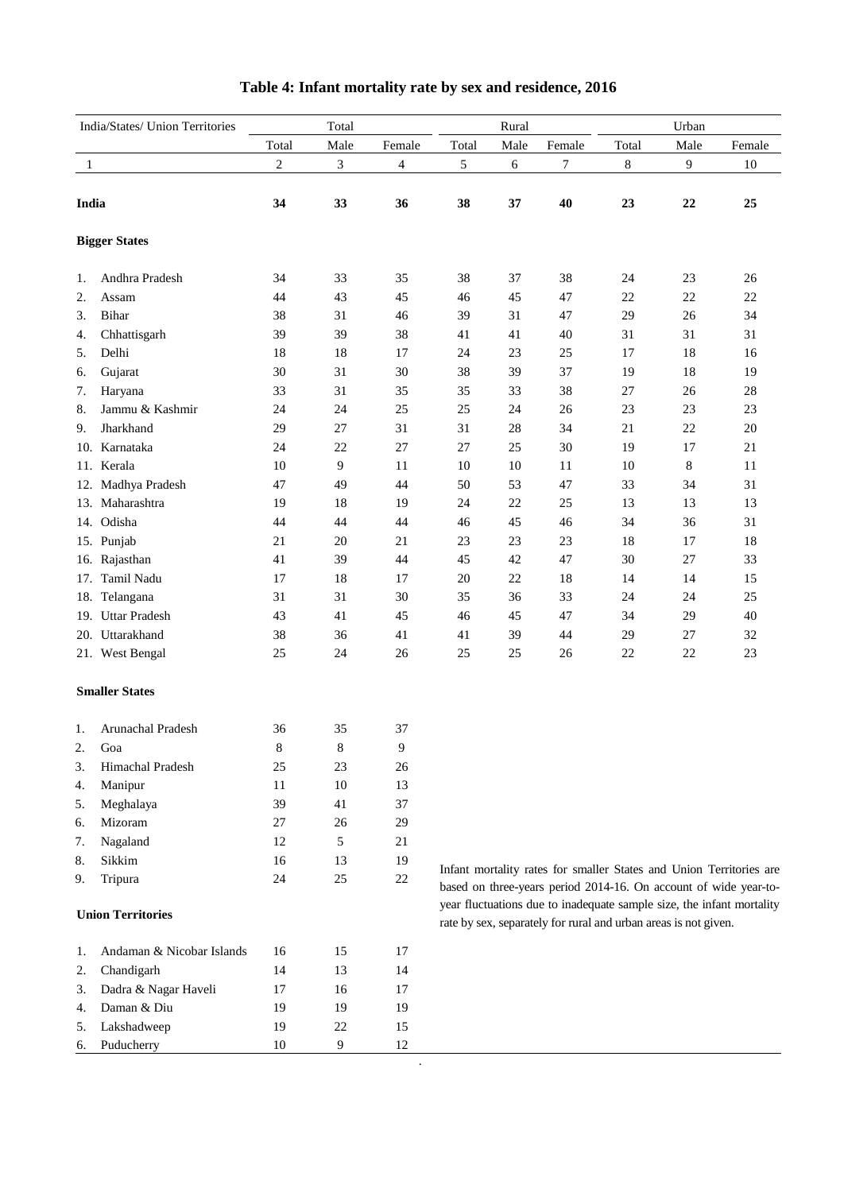# Table 4: Infant mortality rate by sex and residence, 2016

| India/States/ Union Territories | Total | | | Rural | | | Urban | | |
|---|---|---|---|---|---|---|---|---|---|
| | Total | Male | Female | Total | Male | Female | Total | Male | Female |
| 1 | 2 | 3 | 4 | 5 | 6 | 7 | 8 | 9 | 10 |
| **India** | **34** | **33** | **36** | **38** | **37** | **40** | **23** | **22** | **25** |
| **Bigger States** | | | | | | | | | |
| 1. Andhra Pradesh | 34 | 33 | 35 | 38 | 37 | 38 | 24 | 23 | 26 |
| 2. Assam | 44 | 43 | 45 | 46 | 45 | 47 | 22 | 22 | 22 |
| 3. Bihar | 38 | 31 | 46 | 39 | 31 | 47 | 29 | 26 | 34 |
| 4. Chhattisgarh | 39 | 39 | 38 | 41 | 41 | 40 | 31 | 31 | 31 |
| 5. Delhi | 18 | 18 | 17 | 24 | 23 | 25 | 17 | 18 | 16 |
| 6. Gujarat | 30 | 31 | 30 | 38 | 39 | 37 | 19 | 18 | 19 |
| 7. Haryana | 33 | 31 | 35 | 35 | 33 | 38 | 27 | 26 | 28 |
| 8. Jammu & Kashmir | 24 | 24 | 25 | 25 | 24 | 26 | 23 | 23 | 23 |
| 9. Jharkhand | 29 | 27 | 31 | 31 | 28 | 34 | 21 | 22 | 20 |
| 10. Karnataka | 24 | 22 | 27 | 27 | 25 | 30 | 19 | 17 | 21 |
| 11. Kerala | 10 | 9 | 11 | 10 | 10 | 11 | 10 | 8 | 11 |
| 12. Madhya Pradesh | 47 | 49 | 44 | 50 | 53 | 47 | 33 | 34 | 31 |
| 13. Maharashtra | 19 | 18 | 19 | 24 | 22 | 25 | 13 | 13 | 13 |
| 14. Odisha | 44 | 44 | 44 | 46 | 45 | 46 | 34 | 36 | 31 |
| 15. Punjab | 21 | 20 | 21 | 23 | 23 | 23 | 18 | 17 | 18 |
| 16. Rajasthan | 41 | 39 | 44 | 45 | 42 | 47 | 30 | 27 | 33 |
| 17. Tamil Nadu | 17 | 18 | 17 | 20 | 22 | 18 | 14 | 14 | 15 |
| 18. Telangana | 31 | 31 | 30 | 35 | 36 | 33 | 24 | 24 | 25 |
| 19. Uttar Pradesh | 43 | 41 | 45 | 46 | 45 | 47 | 34 | 29 | 40 |
| 20. Uttarakhand | 38 | 36 | 41 | 41 | 39 | 44 | 29 | 27 | 32 |
| 21. West Bengal | 25 | 24 | 26 | 25 | 25 | 26 | 22 | 22 | 23 |
| **Smaller States** | | | | | | | | | |
| 1. Arunachal Pradesh | 36 | 35 | 37 | | | | | | |
| 2. Goa | 8 | 8 | 9 | | | | | | |
| 3. Himachal Pradesh | 25 | 23 | 26 | | | | | | |
| 4. Manipur | 11 | 10 | 13 | | | | | | |
| 5. Meghalaya | 39 | 41 | 37 | | | | | | |
| 6. Mizoram | 27 | 26 | 29 | | | | | | |
| 7. Nagaland | 12 | 5 | 21 | | | | | | |
| 8. Sikkim | 16 | 13 | 19 | | | | | | |
| 9. Tripura | 24 | 25 | 22 | | | | | | |
| **Union Territories** | | | | | | | | | |
| 1. Andaman & Nicobar Islands | 16 | 15 | 17 | | | | | | |
| 2. Chandigarh | 14 | 13 | 14 | | | | | | |
| 3. Dadra & Nagar Haveli | 17 | 16 | 17 | | | | | | |
| 4. Daman & Diu | 19 | 19 | 19 | | | | | | |
| 5. Lakshadweep | 19 | 22 | 15 | | | | | | |
| 6. Puducherry | 10 | 9 | 12 | | | | | | |

Infant mortality rates for smaller States and Union Territories are based on three-years period 2014-16. On account of wide year-to-year fluctuations due to inadequate sample size, the infant mortality rate by sex, separately for rural and urban areas is not given.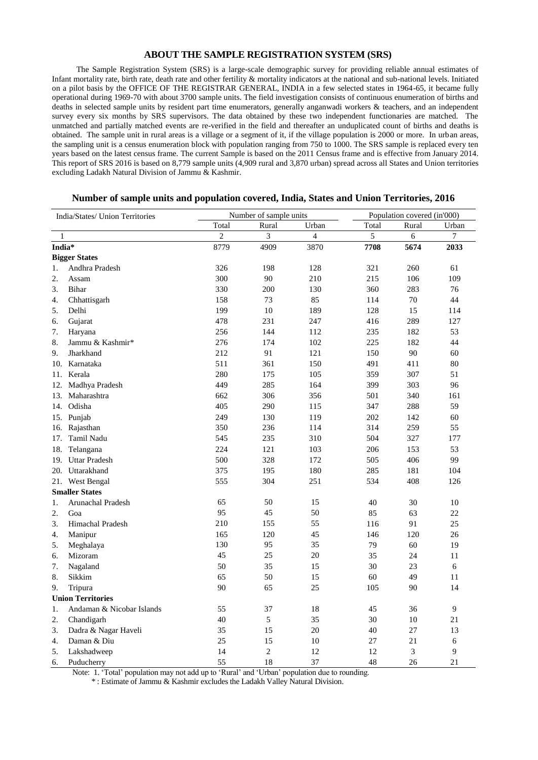## ABOUT THE SAMPLE REGISTRATION SYSTEM (SRS)

The Sample Registration System (SRS) is a large-scale demographic survey for providing reliable annual estimates of Infant mortality rate, birth rate, death rate and other fertility & mortality indicators at the national and sub-national levels. Initiated on a pilot basis by the OFFICE OF THE REGISTRAR GENERAL, INDIA in a few selected states in 1964-65, it became fully operational during 1969-70 with about 3700 sample units. The field investigation consists of continuous enumeration of births and deaths in selected sample units by resident part time enumerators, generally anganwadi workers & teachers, and an independent survey every six months by SRS supervisors. The data obtained by these two independent functionaries are matched. The unmatched and partially matched events are re-verified in the field and thereafter an unduplicated count of births and deaths is obtained. The sample unit in rural areas is a village or a segment of it, if the village population is 2000 or more. In urban areas, the sampling unit is a census enumeration block with population ranging from 750 to 1000. The SRS sample is replaced every ten years based on the latest census frame. The current Sample is based on the 2011 Census frame and is effective from January 2014. This report of SRS 2016 is based on 8,779 sample units (4,909 rural and 3,870 urban) spread across all States and Union territories excluding Ladakh Natural Division of Jammu & Kashmir.

### Number of sample units and population covered, India, States and Union Territories, 2016

| India/States/ Union Territories | Number of sample units | | | Population covered (in'000) | | |
|---|---|---|---|---|---|---|
| | Total | Rural | Urban | Total | Rural | Urban |
| 1 | 2 | 3 | 4 | 5 | 6 | 7 |
| **India*** | 8779 | 4909 | 3870 | **7708** | **5674** | **2033** |
| **Bigger States** | | | | | | |
| 1. Andhra Pradesh | 326 | 198 | 128 | 321 | 260 | 61 |
| 2. Assam | 300 | 90 | 210 | 215 | 106 | 109 |
| 3. Bihar | 330 | 200 | 130 | 360 | 283 | 76 |
| 4. Chhattisgarh | 158 | 73 | 85 | 114 | 70 | 44 |
| 5. Delhi | 199 | 10 | 189 | 128 | 15 | 114 |
| 6. Gujarat | 478 | 231 | 247 | 416 | 289 | 127 |
| 7. Haryana | 256 | 144 | 112 | 235 | 182 | 53 |
| 8. Jammu & Kashmir* | 276 | 174 | 102 | 225 | 182 | 44 |
| 9. Jharkhand | 212 | 91 | 121 | 150 | 90 | 60 |
| 10. Karnataka | 511 | 361 | 150 | 491 | 411 | 80 |
| 11. Kerala | 280 | 175 | 105 | 359 | 307 | 51 |
| 12. Madhya Pradesh | 449 | 285 | 164 | 399 | 303 | 96 |
| 13. Maharashtra | 662 | 306 | 356 | 501 | 340 | 161 |
| 14. Odisha | 405 | 290 | 115 | 347 | 288 | 59 |
| 15. Punjab | 249 | 130 | 119 | 202 | 142 | 60 |
| 16. Rajasthan | 350 | 236 | 114 | 314 | 259 | 55 |
| 17. Tamil Nadu | 545 | 235 | 310 | 504 | 327 | 177 |
| 18. Telangana | 224 | 121 | 103 | 206 | 153 | 53 |
| 19. Uttar Pradesh | 500 | 328 | 172 | 505 | 406 | 99 |
| 20. Uttarakhand | 375 | 195 | 180 | 285 | 181 | 104 |
| 21. West Bengal | 555 | 304 | 251 | 534 | 408 | 126 |
| **Smaller States** | | | | | | |
| 1. Arunachal Pradesh | 65 | 50 | 15 | 40 | 30 | 10 |
| 2. Goa | 95 | 45 | 50 | 85 | 63 | 22 |
| 3. Himachal Pradesh | 210 | 155 | 55 | 116 | 91 | 25 |
| 4. Manipur | 165 | 120 | 45 | 146 | 120 | 26 |
| 5. Meghalaya | 130 | 95 | 35 | 79 | 60 | 19 |
| 6. Mizoram | 45 | 25 | 20 | 35 | 24 | 11 |
| 7. Nagaland | 50 | 35 | 15 | 30 | 23 | 6 |
| 8. Sikkim | 65 | 50 | 15 | 60 | 49 | 11 |
| 9. Tripura | 90 | 65 | 25 | 105 | 90 | 14 |
| **Union Territories** | | | | | | |
| 1. Andaman & Nicobar Islands | 55 | 37 | 18 | 45 | 36 | 9 |
| 2. Chandigarh | 40 | 5 | 35 | 30 | 10 | 21 |
| 3. Dadra & Nagar Haveli | 35 | 15 | 20 | 40 | 27 | 13 |
| 4. Daman & Diu | 25 | 15 | 10 | 27 | 21 | 6 |
| 5. Lakshadweep | 14 | 2 | 12 | 12 | 3 | 9 |
| 6. Puducherry | 55 | 18 | 37 | 48 | 26 | 21 |

Note: 1. 'Total' population may not add up to 'Rural' and 'Urban' population due to rounding.

\* : Estimate of Jammu & Kashmir excludes the Ladakh Valley Natural Division.